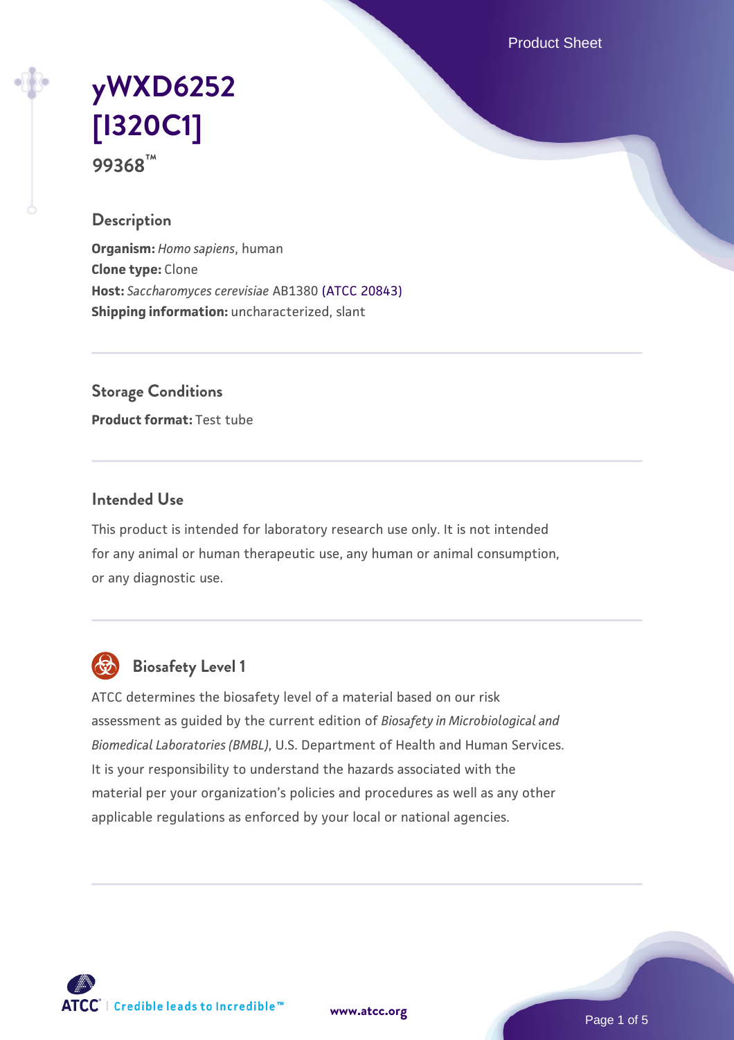# yWXD6252 [I320C1]

**99368™**

## Description

**Organism:** *Homo sapiens*, human
**Clone type:** Clone
**Host:** *Saccharomyces cerevisiae* AB1380 (ATCC 20843)
**Shipping information:** uncharacterized, slant

## Storage Conditions

**Product format:** Test tube

## Intended Use

This product is intended for laboratory research use only. It is not intended for any animal or human therapeutic use, any human or animal consumption, or any diagnostic use.

## Biosafety Level 1

ATCC determines the biosafety level of a material based on our risk assessment as guided by the current edition of *Biosafety in Microbiological and Biomedical Laboratories (BMBL)*, U.S. Department of Health and Human Services. It is your responsibility to understand the hazards associated with the material per your organization's policies and procedures as well as any other applicable regulations as enforced by your local or national agencies.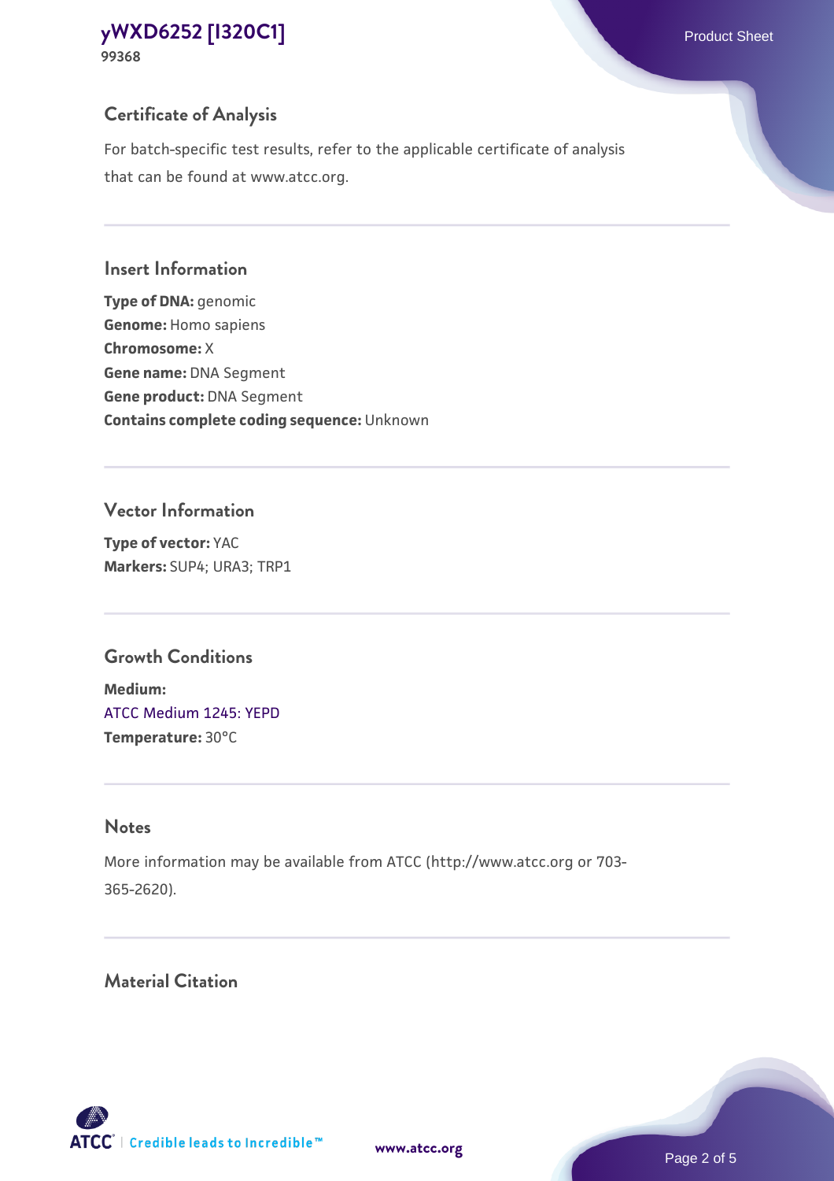## Certificate of Analysis

For batch-specific test results, refer to the applicable certificate of analysis that can be found at www.atcc.org.

## Insert Information

**Type of DNA:** genomic
**Genome:** Homo sapiens
**Chromosome:** X
**Gene name:** DNA Segment
**Gene product:** DNA Segment
**Contains complete coding sequence:** Unknown

## Vector Information

**Type of vector:** YAC
**Markers:** SUP4; URA3; TRP1

## Growth Conditions

**Medium:**
ATCC Medium 1245: YEPD
**Temperature:** 30°C

## Notes

More information may be available from ATCC (http://www.atcc.org or 703-365-2620).

## Material Citation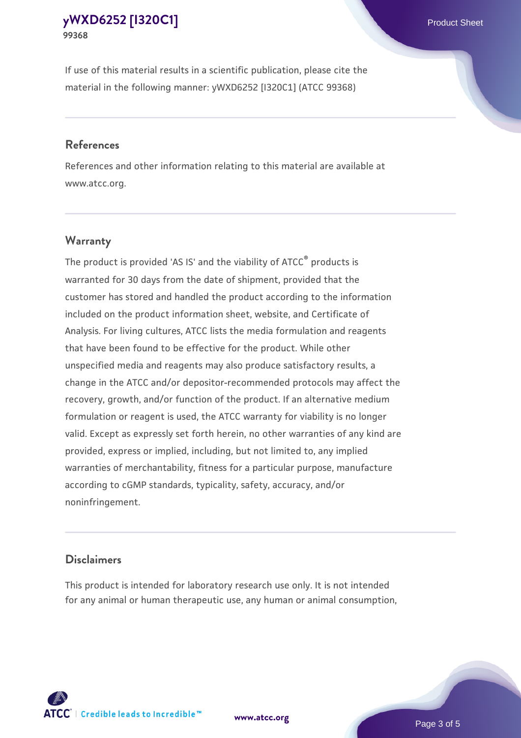If use of this material results in a scientific publication, please cite the material in the following manner: yWXD6252 [I320C1] (ATCC 99368)

## References

References and other information relating to this material are available at www.atcc.org.

## Warranty

The product is provided 'AS IS' and the viability of ATCC® products is warranted for 30 days from the date of shipment, provided that the customer has stored and handled the product according to the information included on the product information sheet, website, and Certificate of Analysis. For living cultures, ATCC lists the media formulation and reagents that have been found to be effective for the product. While other unspecified media and reagents may also produce satisfactory results, a change in the ATCC and/or depositor-recommended protocols may affect the recovery, growth, and/or function of the product. If an alternative medium formulation or reagent is used, the ATCC warranty for viability is no longer valid. Except as expressly set forth herein, no other warranties of any kind are provided, express or implied, including, but not limited to, any implied warranties of merchantability, fitness for a particular purpose, manufacture according to cGMP standards, typicality, safety, accuracy, and/or noninfringement.

## Disclaimers

This product is intended for laboratory research use only. It is not intended for any animal or human therapeutic use, any human or animal consumption,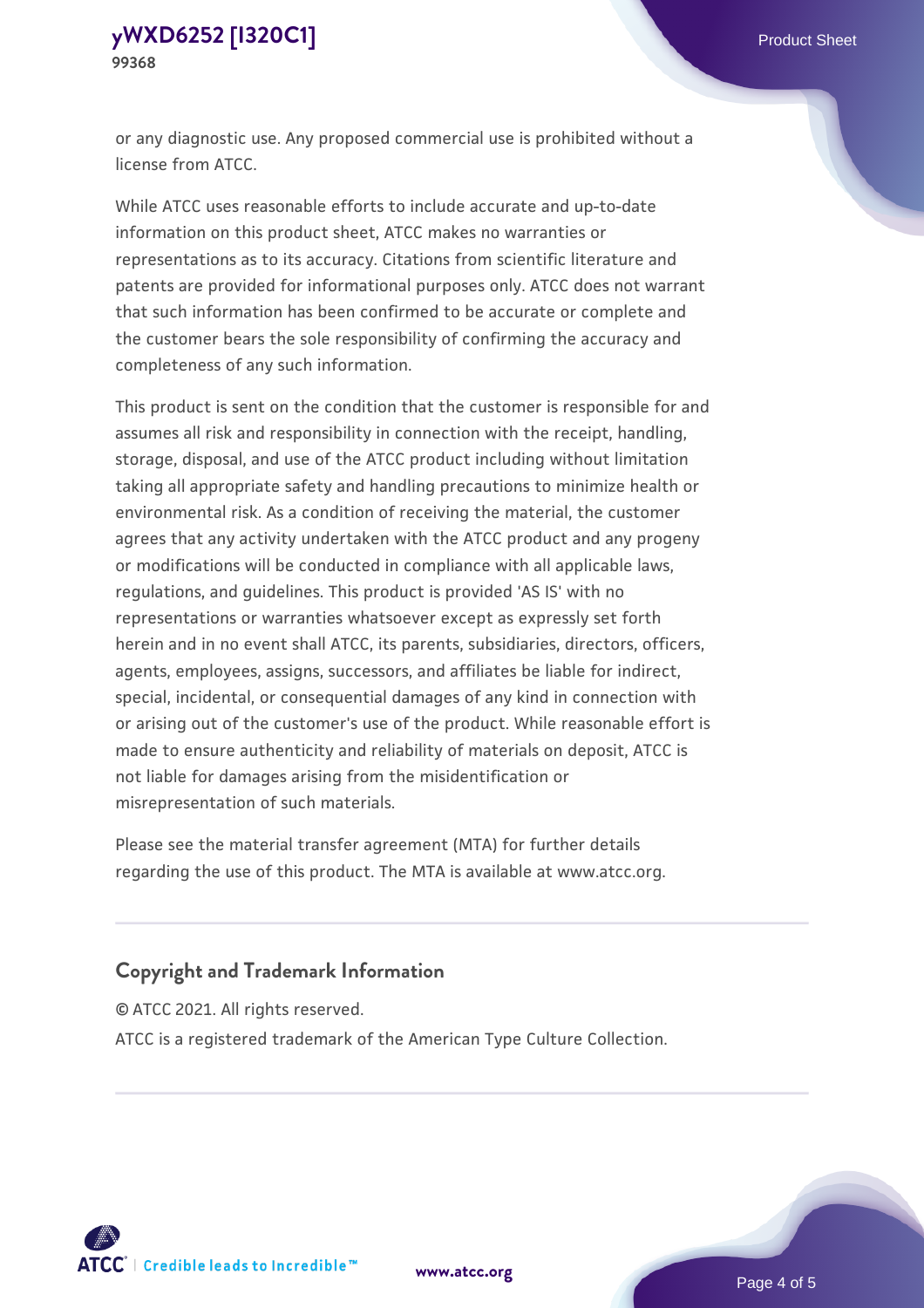or any diagnostic use. Any proposed commercial use is prohibited without a license from ATCC.

While ATCC uses reasonable efforts to include accurate and up-to-date information on this product sheet, ATCC makes no warranties or representations as to its accuracy. Citations from scientific literature and patents are provided for informational purposes only. ATCC does not warrant that such information has been confirmed to be accurate or complete and the customer bears the sole responsibility of confirming the accuracy and completeness of any such information.

This product is sent on the condition that the customer is responsible for and assumes all risk and responsibility in connection with the receipt, handling, storage, disposal, and use of the ATCC product including without limitation taking all appropriate safety and handling precautions to minimize health or environmental risk. As a condition of receiving the material, the customer agrees that any activity undertaken with the ATCC product and any progeny or modifications will be conducted in compliance with all applicable laws, regulations, and guidelines. This product is provided 'AS IS' with no representations or warranties whatsoever except as expressly set forth herein and in no event shall ATCC, its parents, subsidiaries, directors, officers, agents, employees, assigns, successors, and affiliates be liable for indirect, special, incidental, or consequential damages of any kind in connection with or arising out of the customer's use of the product. While reasonable effort is made to ensure authenticity and reliability of materials on deposit, ATCC is not liable for damages arising from the misidentification or misrepresentation of such materials.

Please see the material transfer agreement (MTA) for further details regarding the use of this product. The MTA is available at www.atcc.org.

## Copyright and Trademark Information

© ATCC 2021. All rights reserved.

ATCC is a registered trademark of the American Type Culture Collection.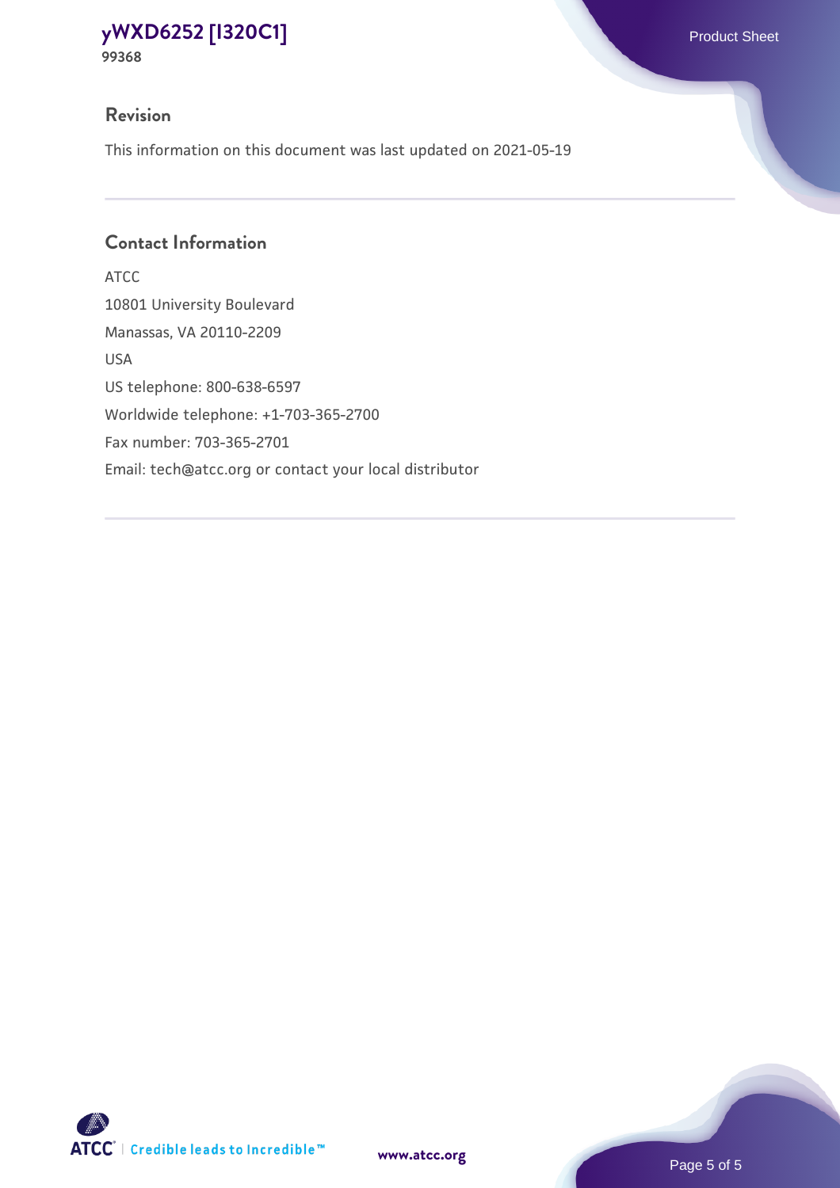## Revision

This information on this document was last updated on 2021-05-19

## Contact Information

ATCC
10801 University Boulevard
Manassas, VA 20110-2209
USA
US telephone: 800-638-6597
Worldwide telephone: +1-703-365-2700
Fax number: 703-365-2701
Email: tech@atcc.org or contact your local distributor